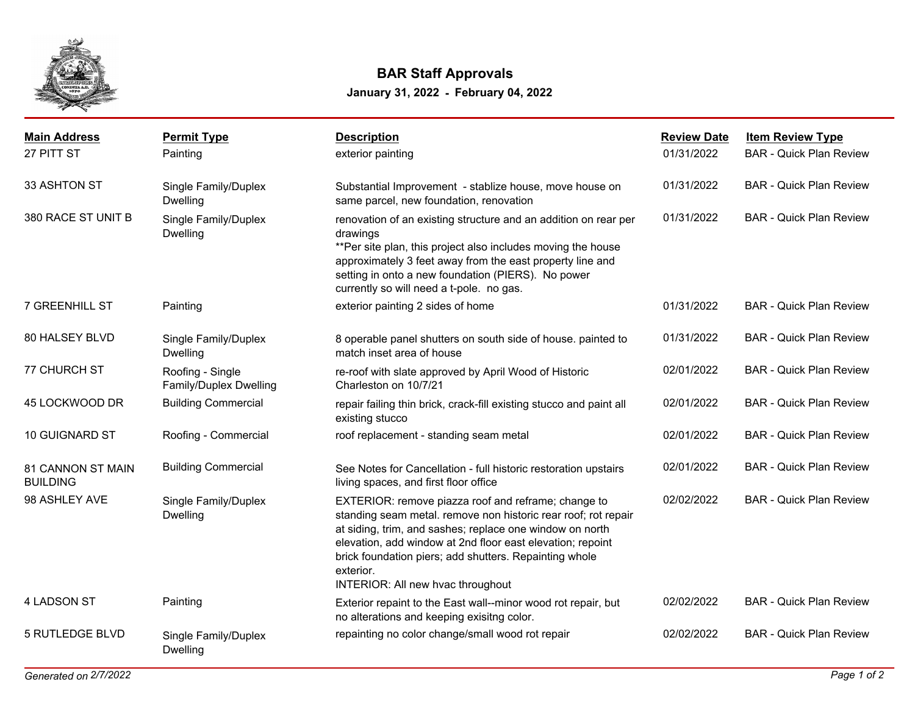# BAR Staff Approvals

**January 31, 2022 - February 04, 2022**

| Main Address | Permit Type | Description | Review Date | Item Review Type |
|---|---|---|---|---|
| 27 PITT ST | Painting | exterior painting | 01/31/2022 | BAR - Quick Plan Review |
| 33 ASHTON ST | Single Family/Duplex Dwelling | Substantial Improvement - stablize house, move house on same parcel, new foundation, renovation | 01/31/2022 | BAR - Quick Plan Review |
| 380 RACE ST UNIT B | Single Family/Duplex Dwelling | renovation of an existing structure and an addition on rear per drawings<br>**Per site plan, this project also includes moving the house approximately 3 feet away from the east property line and setting in onto a new foundation (PIERS). No power currently so will need a t-pole. no gas. | 01/31/2022 | BAR - Quick Plan Review |
| 7 GREENHILL ST | Painting | exterior painting 2 sides of home | 01/31/2022 | BAR - Quick Plan Review |
| 80 HALSEY BLVD | Single Family/Duplex Dwelling | 8 operable panel shutters on south side of house. painted to match inset area of house | 01/31/2022 | BAR - Quick Plan Review |
| 77 CHURCH ST | Roofing - Single Family/Duplex Dwelling | re-roof with slate approved by April Wood of Historic Charleston on 10/7/21 | 02/01/2022 | BAR - Quick Plan Review |
| 45 LOCKWOOD DR | Building Commercial | repair failing thin brick, crack-fill existing stucco and paint all existing stucco | 02/01/2022 | BAR - Quick Plan Review |
| 10 GUIGNARD ST | Roofing - Commercial | roof replacement - standing seam metal | 02/01/2022 | BAR - Quick Plan Review |
| 81 CANNON ST MAIN BUILDING | Building Commercial | See Notes for Cancellation - full historic restoration upstairs living spaces, and first floor office | 02/01/2022 | BAR - Quick Plan Review |
| 98 ASHLEY AVE | Single Family/Duplex Dwelling | EXTERIOR: remove piazza roof and reframe; change to standing seam metal. remove non historic rear roof; rot repair at siding, trim, and sashes; replace one window on north elevation, add window at 2nd floor east elevation; repoint brick foundation piers; add shutters. Repainting whole exterior.<br>INTERIOR: All new hvac throughout | 02/02/2022 | BAR - Quick Plan Review |
| 4 LADSON ST | Painting | Exterior repaint to the East wall--minor wood rot repair, but no alterations and keeping exisitng color. | 02/02/2022 | BAR - Quick Plan Review |
| 5 RUTLEDGE BLVD | Single Family/Duplex Dwelling | repainting no color change/small wood rot repair | 02/02/2022 | BAR - Quick Plan Review |

*Generated on 2/7/2022*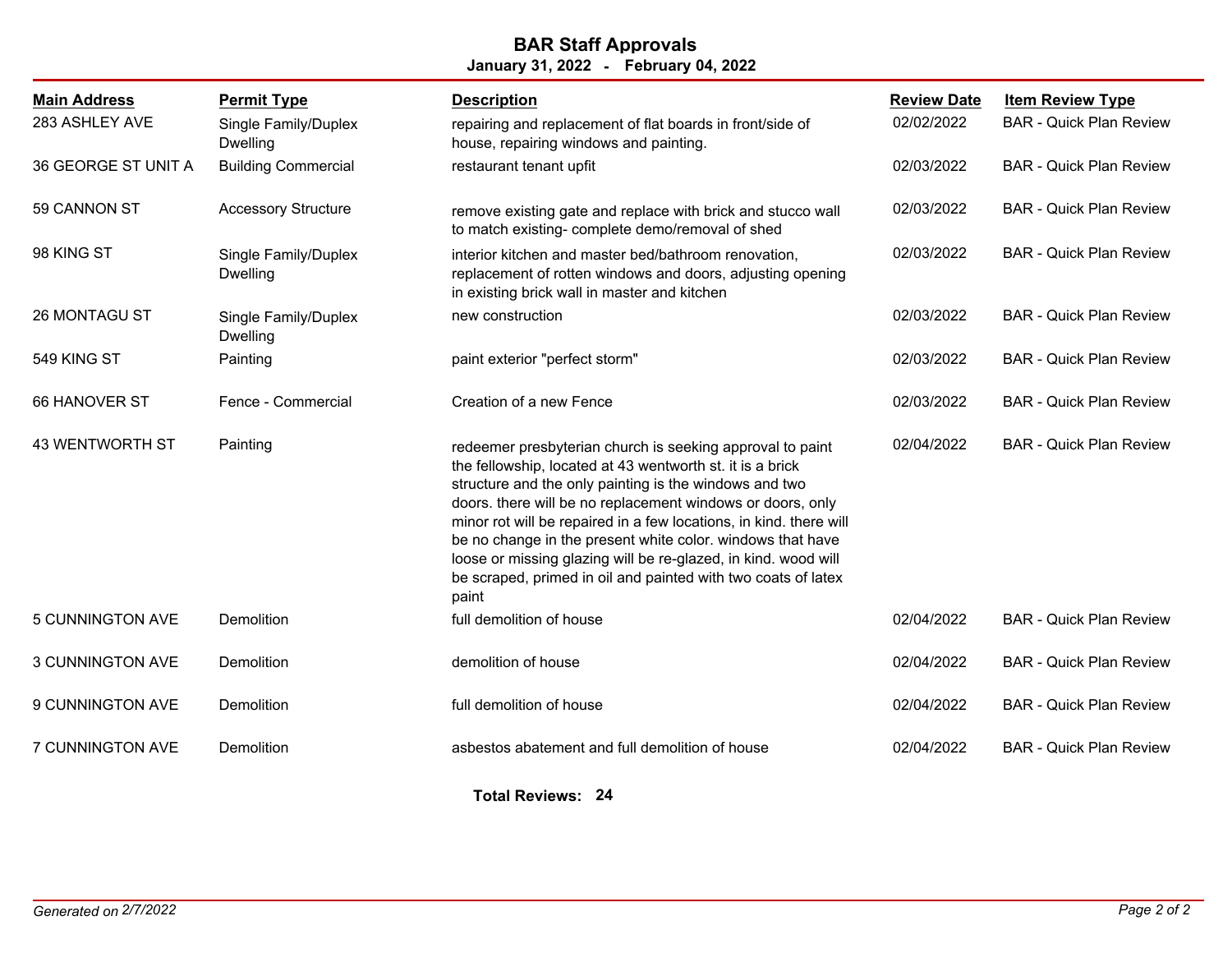# BAR Staff Approvals

**January 31, 2022 - February 04, 2022**

| Main Address | Permit Type | Description | Review Date | Item Review Type |
|---|---|---|---|---|
| 283 ASHLEY AVE | Single Family/Duplex Dwelling | repairing and replacement of flat boards in front/side of house, repairing windows and painting. | 02/02/2022 | BAR - Quick Plan Review |
| 36 GEORGE ST UNIT A | Building Commercial | restaurant tenant upfit | 02/03/2022 | BAR - Quick Plan Review |
| 59 CANNON ST | Accessory Structure | remove existing gate and replace with brick and stucco wall to match existing- complete demo/removal of shed | 02/03/2022 | BAR - Quick Plan Review |
| 98 KING ST | Single Family/Duplex Dwelling | interior kitchen and master bed/bathroom renovation, replacement of rotten windows and doors, adjusting opening in existing brick wall in master and kitchen | 02/03/2022 | BAR - Quick Plan Review |
| 26 MONTAGU ST | Single Family/Duplex Dwelling | new construction | 02/03/2022 | BAR - Quick Plan Review |
| 549 KING ST | Painting | paint exterior "perfect storm" | 02/03/2022 | BAR - Quick Plan Review |
| 66 HANOVER ST | Fence - Commercial | Creation of a new Fence | 02/03/2022 | BAR - Quick Plan Review |
| 43 WENTWORTH ST | Painting | redeemer presbyterian church is seeking approval to paint the fellowship, located at 43 wentworth st. it is a brick structure and the only painting is the windows and two doors. there will be no replacement windows or doors, only minor rot will be repaired in a few locations, in kind. there will be no change in the present white color. windows that have loose or missing glazing will be re-glazed, in kind. wood will be scraped, primed in oil and painted with two coats of latex paint | 02/04/2022 | BAR - Quick Plan Review |
| 5 CUNNINGTON AVE | Demolition | full demolition of house | 02/04/2022 | BAR - Quick Plan Review |
| 3 CUNNINGTON AVE | Demolition | demolition of house | 02/04/2022 | BAR - Quick Plan Review |
| 9 CUNNINGTON AVE | Demolition | full demolition of house | 02/04/2022 | BAR - Quick Plan Review |
| 7 CUNNINGTON AVE | Demolition | asbestos abatement and full demolition of house | 02/04/2022 | BAR - Quick Plan Review |

**Total Reviews: 24**

*Generated on 2/7/2022*